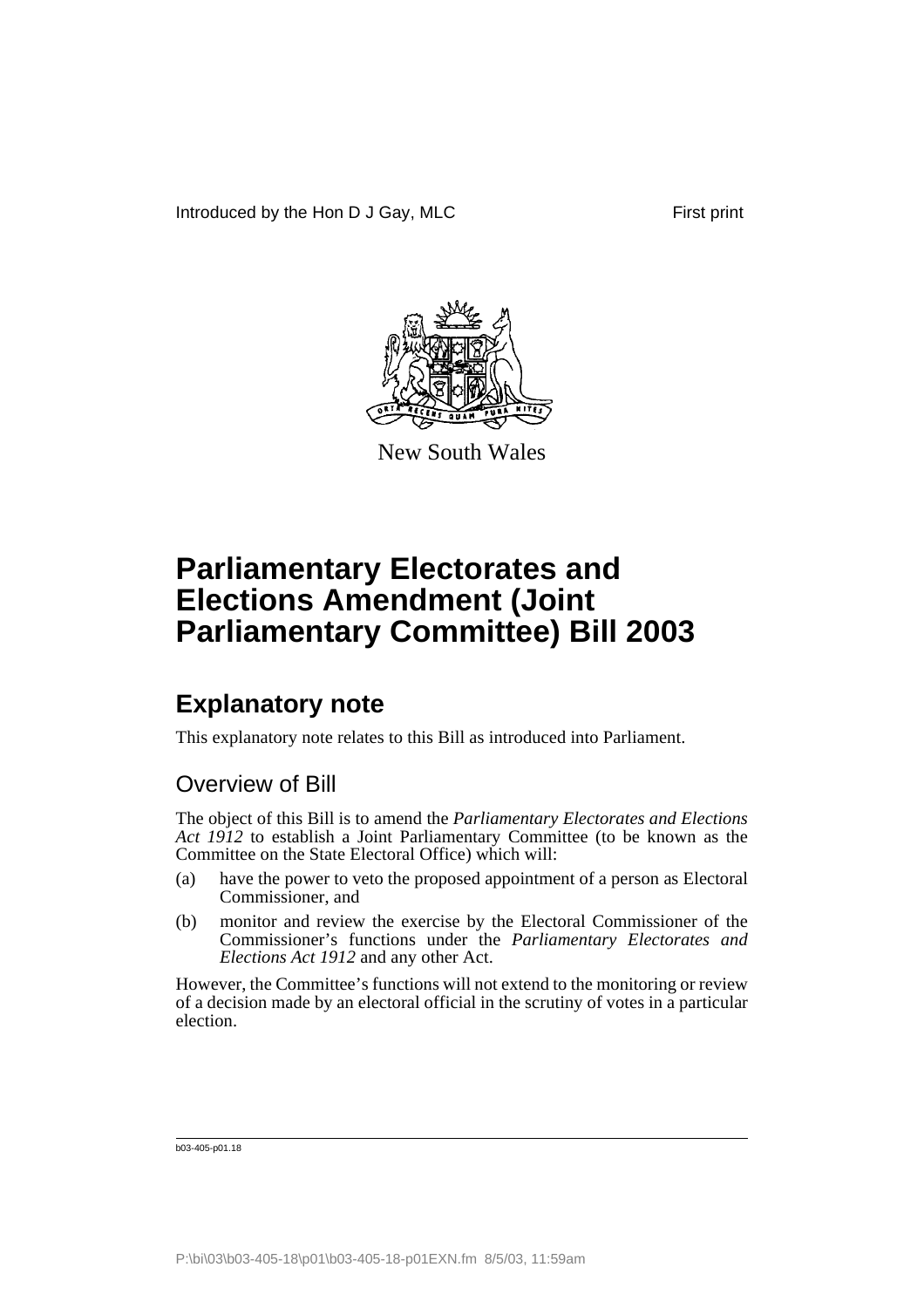Introduced by the Hon D J Gay, MLC

First print

New South Wales

# Parliamentary Electorates and Elections Amendment (Joint Parliamentary Committee) Bill 2003

## Explanatory note

This explanatory note relates to this Bill as introduced into Parliament.

### Overview of Bill

The object of this Bill is to amend the *Parliamentary Electorates and Elections Act 1912* to establish a Joint Parliamentary Committee (to be known as the Committee on the State Electoral Office) which will:

(a) have the power to veto the proposed appointment of a person as Electoral Commissioner, and

(b) monitor and review the exercise by the Electoral Commissioner of the Commissioner's functions under the *Parliamentary Electorates and Elections Act 1912* and any other Act.

However, the Committee's functions will not extend to the monitoring or review of a decision made by an electoral official in the scrutiny of votes in a particular election.

b03-405-p01.18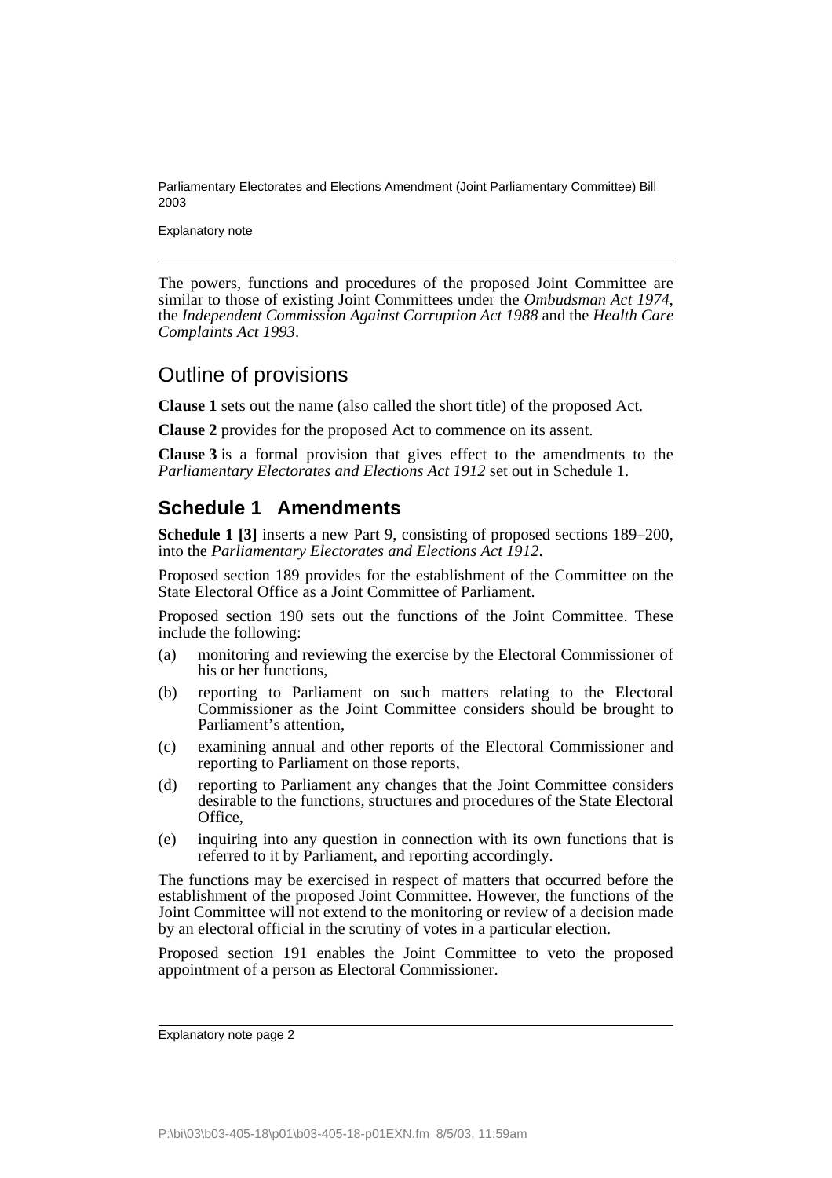The powers, functions and procedures of the proposed Joint Committee are similar to those of existing Joint Committees under the *Ombudsman Act 1974*, the *Independent Commission Against Corruption Act 1988* and the *Health Care Complaints Act 1993*.

## Outline of provisions

**Clause 1** sets out the name (also called the short title) of the proposed Act.

**Clause 2** provides for the proposed Act to commence on its assent.

**Clause 3** is a formal provision that gives effect to the amendments to the *Parliamentary Electorates and Elections Act 1912* set out in Schedule 1.

## Schedule 1 Amendments

**Schedule 1 [3]** inserts a new Part 9, consisting of proposed sections 189–200, into the *Parliamentary Electorates and Elections Act 1912*.

Proposed section 189 provides for the establishment of the Committee on the State Electoral Office as a Joint Committee of Parliament.

Proposed section 190 sets out the functions of the Joint Committee. These include the following:

(a) monitoring and reviewing the exercise by the Electoral Commissioner of his or her functions,

(b) reporting to Parliament on such matters relating to the Electoral Commissioner as the Joint Committee considers should be brought to Parliament's attention,

(c) examining annual and other reports of the Electoral Commissioner and reporting to Parliament on those reports,

(d) reporting to Parliament any changes that the Joint Committee considers desirable to the functions, structures and procedures of the State Electoral Office,

(e) inquiring into any question in connection with its own functions that is referred to it by Parliament, and reporting accordingly.

The functions may be exercised in respect of matters that occurred before the establishment of the proposed Joint Committee. However, the functions of the Joint Committee will not extend to the monitoring or review of a decision made by an electoral official in the scrutiny of votes in a particular election.

Proposed section 191 enables the Joint Committee to veto the proposed appointment of a person as Electoral Commissioner.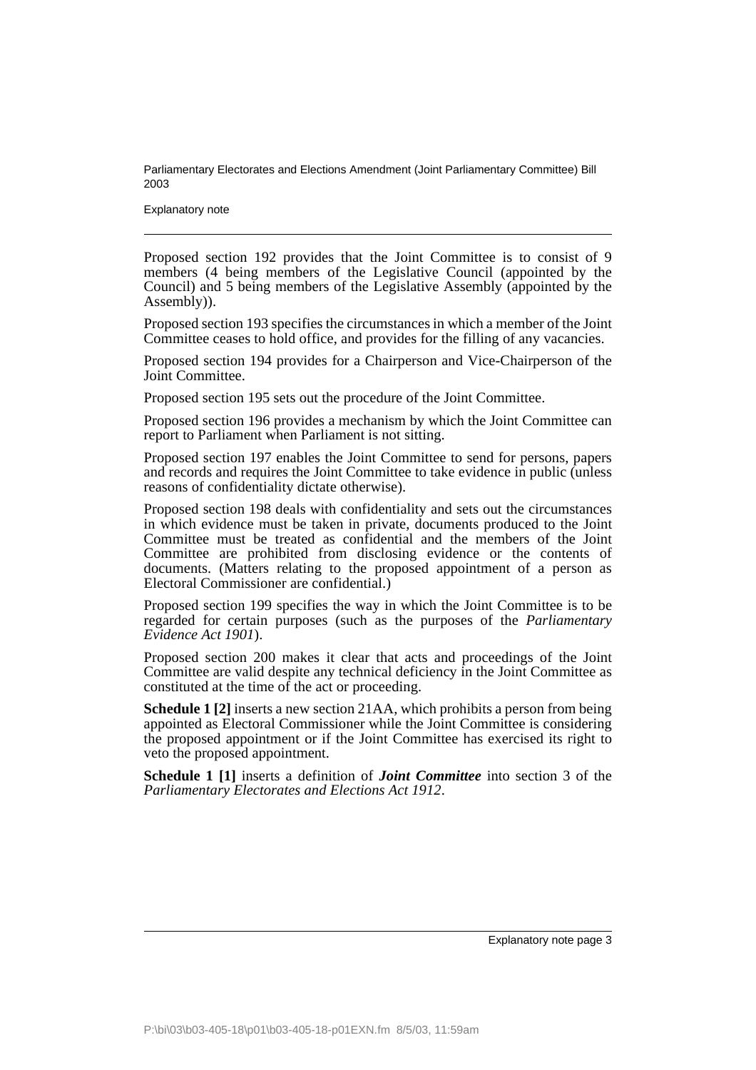Proposed section 192 provides that the Joint Committee is to consist of 9 members (4 being members of the Legislative Council (appointed by the Council) and 5 being members of the Legislative Assembly (appointed by the Assembly)).

Proposed section 193 specifies the circumstances in which a member of the Joint Committee ceases to hold office, and provides for the filling of any vacancies.

Proposed section 194 provides for a Chairperson and Vice-Chairperson of the Joint Committee.

Proposed section 195 sets out the procedure of the Joint Committee.

Proposed section 196 provides a mechanism by which the Joint Committee can report to Parliament when Parliament is not sitting.

Proposed section 197 enables the Joint Committee to send for persons, papers and records and requires the Joint Committee to take evidence in public (unless reasons of confidentiality dictate otherwise).

Proposed section 198 deals with confidentiality and sets out the circumstances in which evidence must be taken in private, documents produced to the Joint Committee must be treated as confidential and the members of the Joint Committee are prohibited from disclosing evidence or the contents of documents. (Matters relating to the proposed appointment of a person as Electoral Commissioner are confidential.)

Proposed section 199 specifies the way in which the Joint Committee is to be regarded for certain purposes (such as the purposes of the *Parliamentary Evidence Act 1901*).

Proposed section 200 makes it clear that acts and proceedings of the Joint Committee are valid despite any technical deficiency in the Joint Committee as constituted at the time of the act or proceeding.

**Schedule 1 [2]** inserts a new section 21AA, which prohibits a person from being appointed as Electoral Commissioner while the Joint Committee is considering the proposed appointment or if the Joint Committee has exercised its right to veto the proposed appointment.

**Schedule 1 [1]** inserts a definition of ***Joint Committee*** into section 3 of the *Parliamentary Electorates and Elections Act 1912*.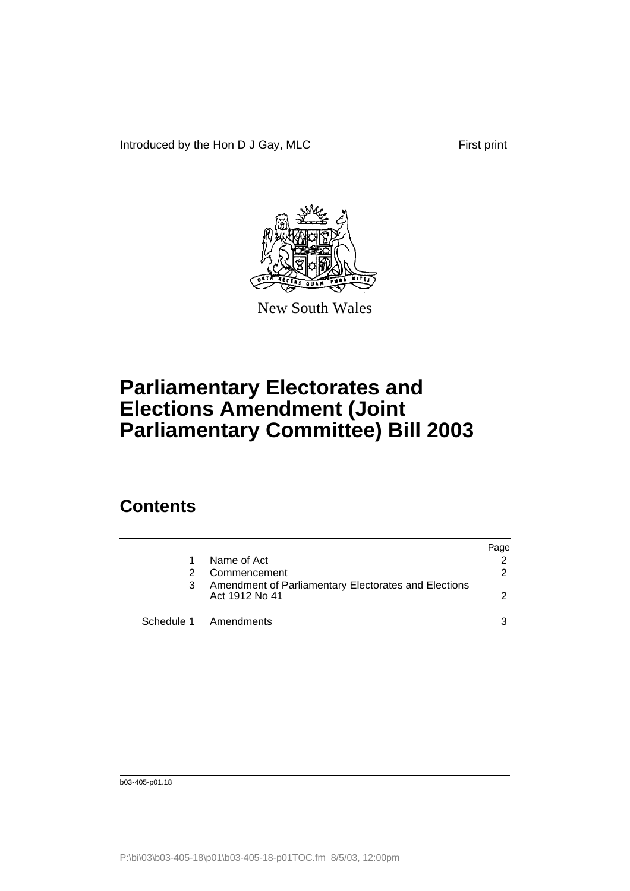Introduced by the Hon D J Gay, MLC First print

New South Wales

# Parliamentary Electorates and Elections Amendment (Joint Parliamentary Committee) Bill 2003

## Contents

| | | Page |
|---|---|---|
| 1 | Name of Act | 2 |
| 2 | Commencement | 2 |
| 3 | Amendment of Parliamentary Electorates and Elections Act 1912 No 41 | 2 |
| Schedule 1 | Amendments | 3 |

b03-405-p01.18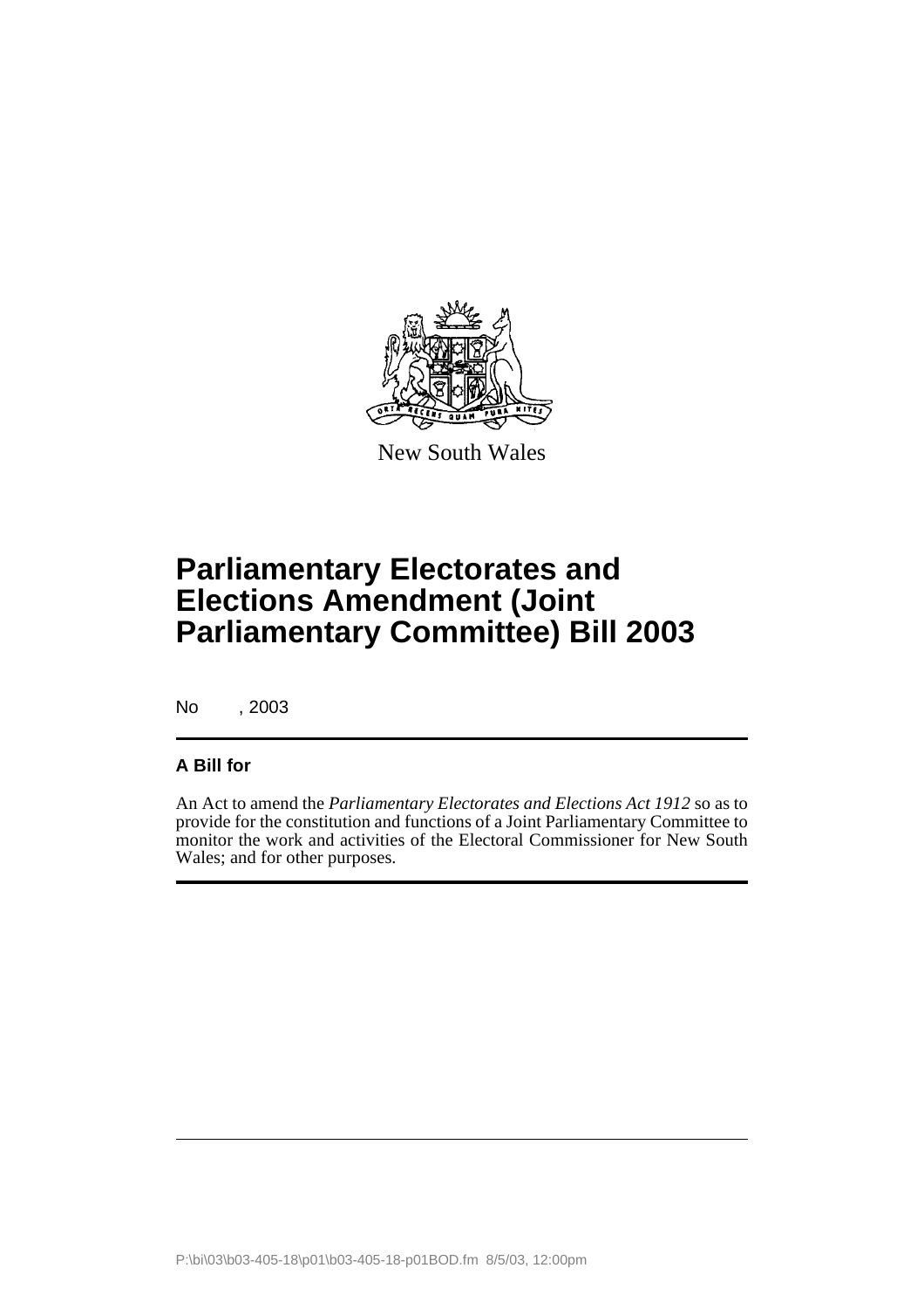New South Wales

# Parliamentary Electorates and Elections Amendment (Joint Parliamentary Committee) Bill 2003

No , 2003

**A Bill for**

An Act to amend the *Parliamentary Electorates and Elections Act 1912* so as to provide for the constitution and functions of a Joint Parliamentary Committee to monitor the work and activities of the Electoral Commissioner for New South Wales; and for other purposes.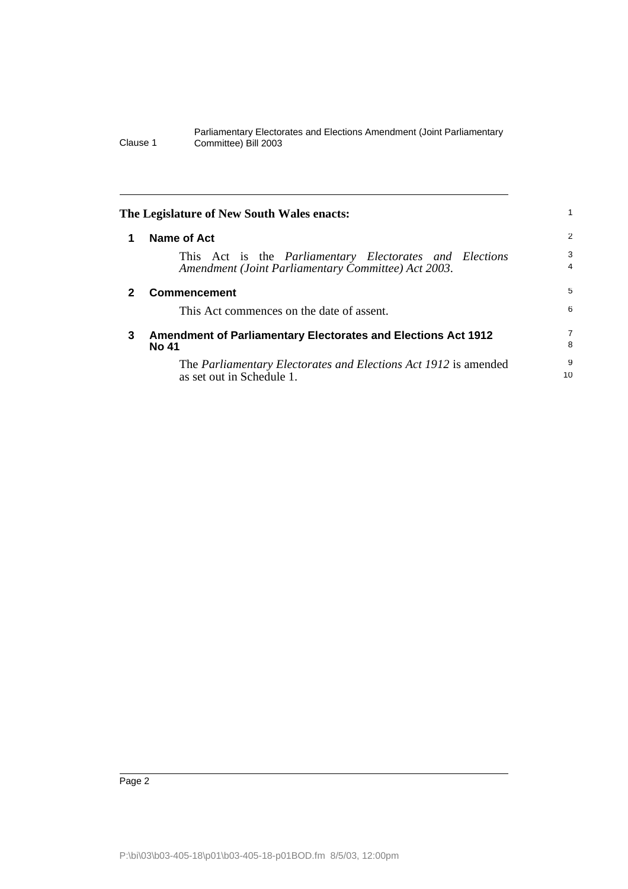**The Legislature of New South Wales enacts:**

## 1 Name of Act

This Act is the *Parliamentary Electorates and Elections Amendment (Joint Parliamentary Committee) Act 2003*.

## 2 Commencement

This Act commences on the date of assent.

## 3 Amendment of Parliamentary Electorates and Elections Act 1912 No 41

The *Parliamentary Electorates and Elections Act 1912* is amended as set out in Schedule 1.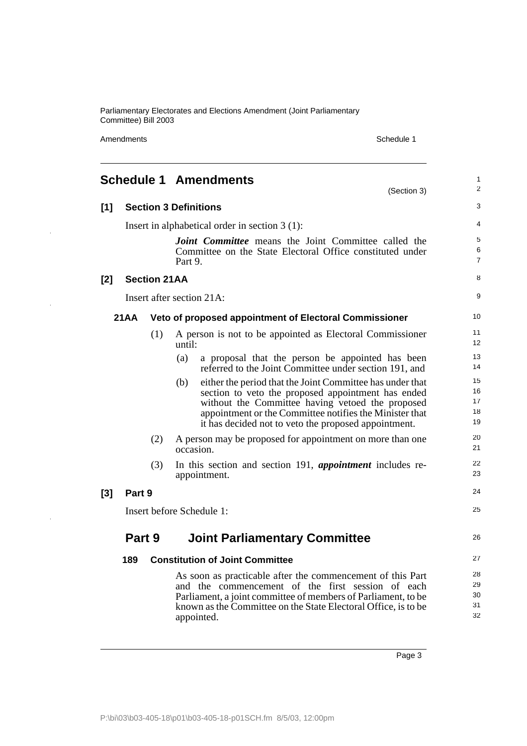# Schedule 1 Amendments

(Section 3)

## [1] Section 3 Definitions

Insert in alphabetical order in section 3 (1):

> ***Joint Committee*** means the Joint Committee called the Committee on the State Electoral Office constituted under Part 9.

## [2] Section 21AA

Insert after section 21A:

### 21AA Veto of proposed appointment of Electoral Commissioner

(1) A person is not to be appointed as Electoral Commissioner until:

- (a) a proposal that the person be appointed has been referred to the Joint Committee under section 191, and
- (b) either the period that the Joint Committee has under that section to veto the proposed appointment has ended without the Committee having vetoed the proposed appointment or the Committee notifies the Minister that it has decided not to veto the proposed appointment.

(2) A person may be proposed for appointment on more than one occasion.

(3) In this section and section 191, ***appointment*** includes re-appointment.

## [3] Part 9

Insert before Schedule 1:

## Part 9 Joint Parliamentary Committee

### 189 Constitution of Joint Committee

As soon as practicable after the commencement of this Part and the commencement of the first session of each Parliament, a joint committee of members of Parliament, to be known as the Committee on the State Electoral Office, is to be appointed.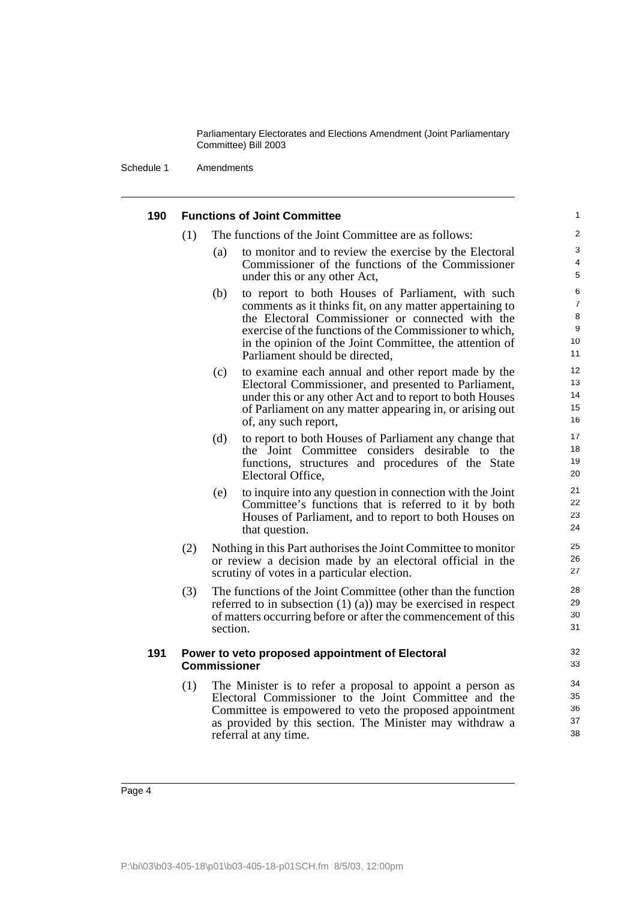### 190 Functions of Joint Committee

(1) The functions of the Joint Committee are as follows:

- (a) to monitor and to review the exercise by the Electoral Commissioner of the functions of the Commissioner under this or any other Act,
- (b) to report to both Houses of Parliament, with such comments as it thinks fit, on any matter appertaining to the Electoral Commissioner or connected with the exercise of the functions of the Commissioner to which, in the opinion of the Joint Committee, the attention of Parliament should be directed,
- (c) to examine each annual and other report made by the Electoral Commissioner, and presented to Parliament, under this or any other Act and to report to both Houses of Parliament on any matter appearing in, or arising out of, any such report,
- (d) to report to both Houses of Parliament any change that the Joint Committee considers desirable to the functions, structures and procedures of the State Electoral Office,
- (e) to inquire into any question in connection with the Joint Committee's functions that is referred to it by both Houses of Parliament, and to report to both Houses on that question.

(2) Nothing in this Part authorises the Joint Committee to monitor or review a decision made by an electoral official in the scrutiny of votes in a particular election.

(3) The functions of the Joint Committee (other than the function referred to in subsection (1) (a)) may be exercised in respect of matters occurring before or after the commencement of this section.

### 191 Power to veto proposed appointment of Electoral Commissioner

(1) The Minister is to refer a proposal to appoint a person as Electoral Commissioner to the Joint Committee and the Committee is empowered to veto the proposed appointment as provided by this section. The Minister may withdraw a referral at any time.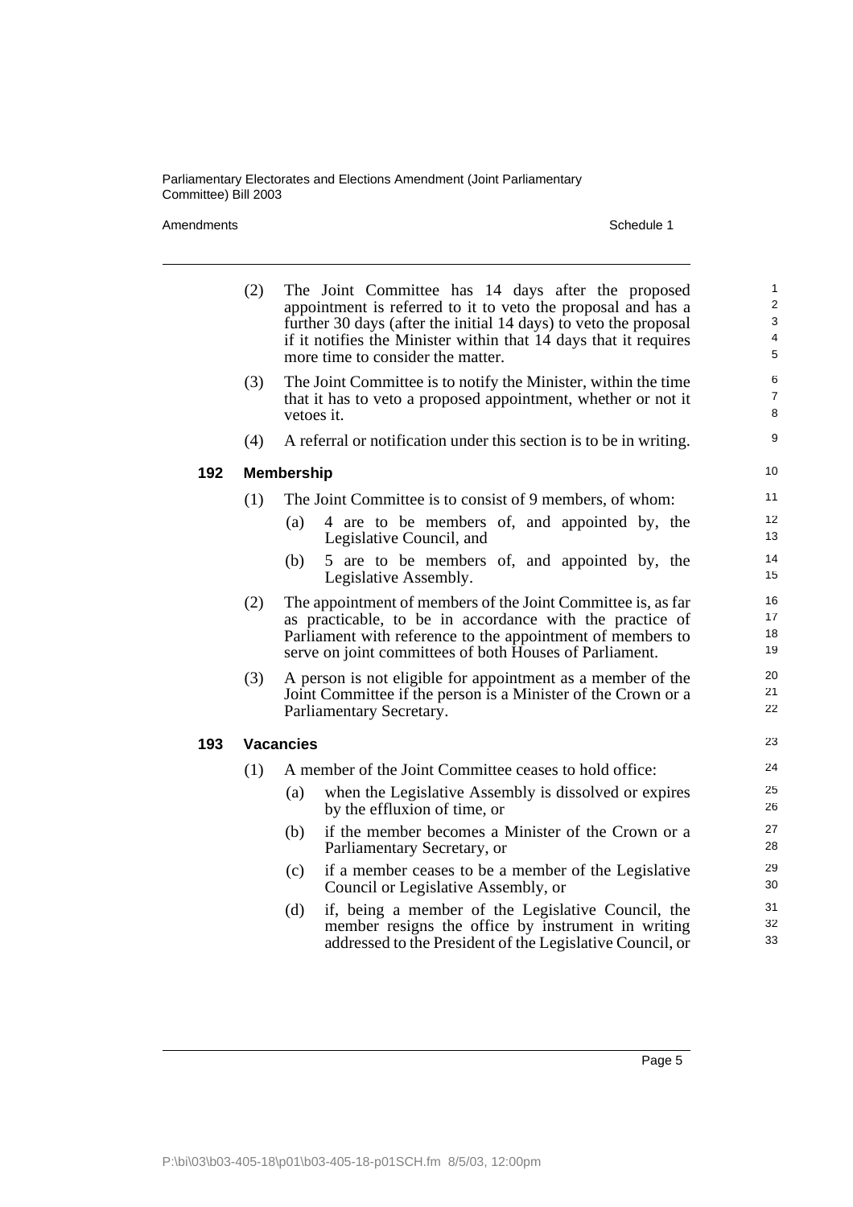(2) The Joint Committee has 14 days after the proposed appointment is referred to it to veto the proposal and has a further 30 days (after the initial 14 days) to veto the proposal if it notifies the Minister within that 14 days that it requires more time to consider the matter.

(3) The Joint Committee is to notify the Minister, within the time that it has to veto a proposed appointment, whether or not it vetoes it.

(4) A referral or notification under this section is to be in writing.

### 192 Membership

(1) The Joint Committee is to consist of 9 members, of whom:

- (a) 4 are to be members of, and appointed by, the Legislative Council, and
- (b) 5 are to be members of, and appointed by, the Legislative Assembly.

(2) The appointment of members of the Joint Committee is, as far as practicable, to be in accordance with the practice of Parliament with reference to the appointment of members to serve on joint committees of both Houses of Parliament.

(3) A person is not eligible for appointment as a member of the Joint Committee if the person is a Minister of the Crown or a Parliamentary Secretary.

### 193 Vacancies

(1) A member of the Joint Committee ceases to hold office:

- (a) when the Legislative Assembly is dissolved or expires by the effluxion of time, or
- (b) if the member becomes a Minister of the Crown or a Parliamentary Secretary, or
- (c) if a member ceases to be a member of the Legislative Council or Legislative Assembly, or
- (d) if, being a member of the Legislative Council, the member resigns the office by instrument in writing addressed to the President of the Legislative Council, or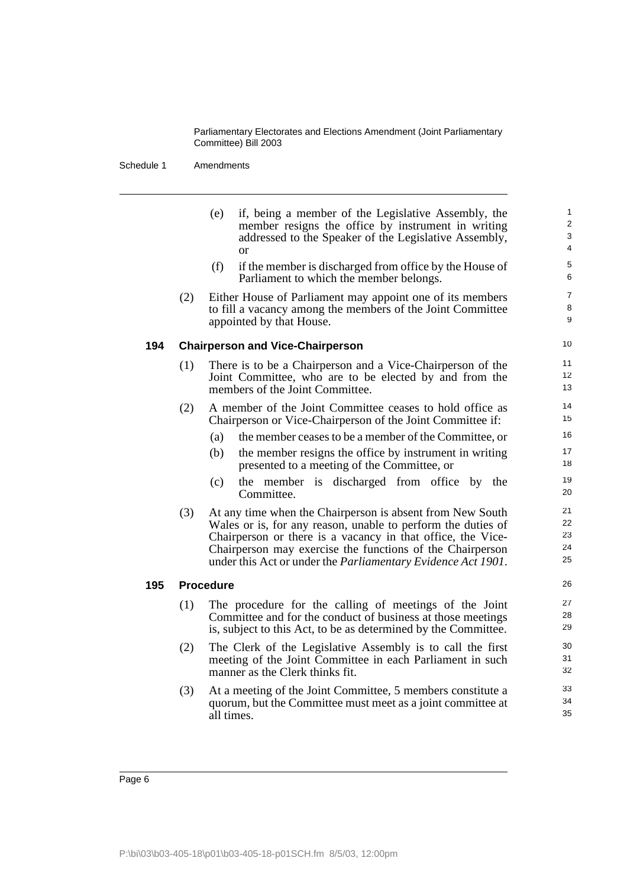(e) if, being a member of the Legislative Assembly, the member resigns the office by instrument in writing addressed to the Speaker of the Legislative Assembly, or

(f) if the member is discharged from office by the House of Parliament to which the member belongs.

(2) Either House of Parliament may appoint one of its members to fill a vacancy among the members of the Joint Committee appointed by that House.

### 194 Chairperson and Vice-Chairperson

(1) There is to be a Chairperson and a Vice-Chairperson of the Joint Committee, who are to be elected by and from the members of the Joint Committee.

(2) A member of the Joint Committee ceases to hold office as Chairperson or Vice-Chairperson of the Joint Committee if:

(a) the member ceases to be a member of the Committee, or

(b) the member resigns the office by instrument in writing presented to a meeting of the Committee, or

(c) the member is discharged from office by the Committee.

(3) At any time when the Chairperson is absent from New South Wales or is, for any reason, unable to perform the duties of Chairperson or there is a vacancy in that office, the Vice-Chairperson may exercise the functions of the Chairperson under this Act or under the *Parliamentary Evidence Act 1901*.

### 195 Procedure

(1) The procedure for the calling of meetings of the Joint Committee and for the conduct of business at those meetings is, subject to this Act, to be as determined by the Committee.

(2) The Clerk of the Legislative Assembly is to call the first meeting of the Joint Committee in each Parliament in such manner as the Clerk thinks fit.

(3) At a meeting of the Joint Committee, 5 members constitute a quorum, but the Committee must meet as a joint committee at all times.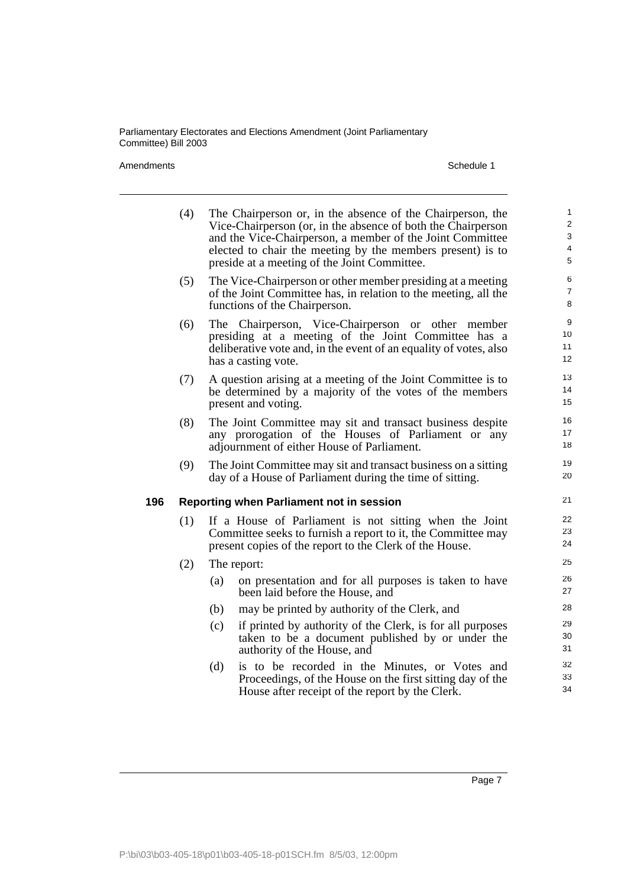(4) The Chairperson or, in the absence of the Chairperson, the Vice-Chairperson (or, in the absence of both the Chairperson and the Vice-Chairperson, a member of the Joint Committee elected to chair the meeting by the members present) is to preside at a meeting of the Joint Committee.

(5) The Vice-Chairperson or other member presiding at a meeting of the Joint Committee has, in relation to the meeting, all the functions of the Chairperson.

(6) The Chairperson, Vice-Chairperson or other member presiding at a meeting of the Joint Committee has a deliberative vote and, in the event of an equality of votes, also has a casting vote.

(7) A question arising at a meeting of the Joint Committee is to be determined by a majority of the votes of the members present and voting.

(8) The Joint Committee may sit and transact business despite any prorogation of the Houses of Parliament or any adjournment of either House of Parliament.

(9) The Joint Committee may sit and transact business on a sitting day of a House of Parliament during the time of sitting.

**196 Reporting when Parliament not in session**

(1) If a House of Parliament is not sitting when the Joint Committee seeks to furnish a report to it, the Committee may present copies of the report to the Clerk of the House.

(2) The report:

(a) on presentation and for all purposes is taken to have been laid before the House, and

(b) may be printed by authority of the Clerk, and

(c) if printed by authority of the Clerk, is for all purposes taken to be a document published by or under the authority of the House, and

(d) is to be recorded in the Minutes, or Votes and Proceedings, of the House on the first sitting day of the House after receipt of the report by the Clerk.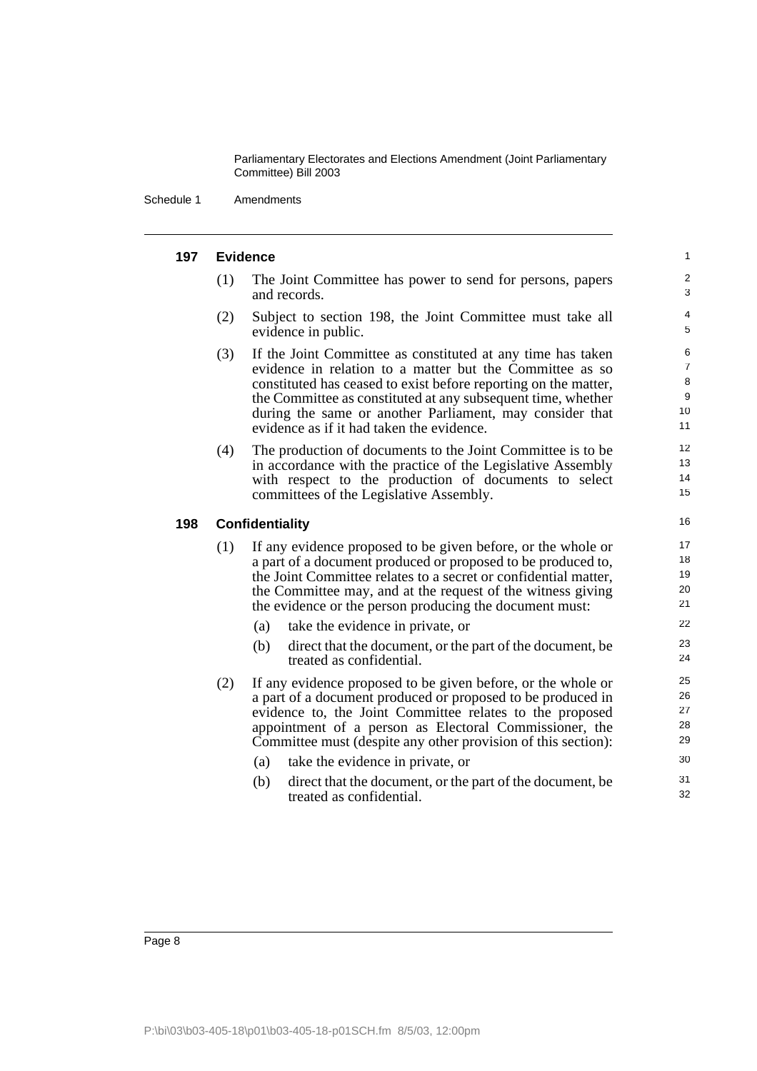### 197 Evidence

(1) The Joint Committee has power to send for persons, papers and records.

(2) Subject to section 198, the Joint Committee must take all evidence in public.

(3) If the Joint Committee as constituted at any time has taken evidence in relation to a matter but the Committee as so constituted has ceased to exist before reporting on the matter, the Committee as constituted at any subsequent time, whether during the same or another Parliament, may consider that evidence as if it had taken the evidence.

(4) The production of documents to the Joint Committee is to be in accordance with the practice of the Legislative Assembly with respect to the production of documents to select committees of the Legislative Assembly.

### 198 Confidentiality

(1) If any evidence proposed to be given before, or the whole or a part of a document produced or proposed to be produced to, the Joint Committee relates to a secret or confidential matter, the Committee may, and at the request of the witness giving the evidence or the person producing the document must:

  (a) take the evidence in private, or

  (b) direct that the document, or the part of the document, be treated as confidential.

(2) If any evidence proposed to be given before, or the whole or a part of a document produced or proposed to be produced in evidence to, the Joint Committee relates to the proposed appointment of a person as Electoral Commissioner, the Committee must (despite any other provision of this section):

  (a) take the evidence in private, or

  (b) direct that the document, or the part of the document, be treated as confidential.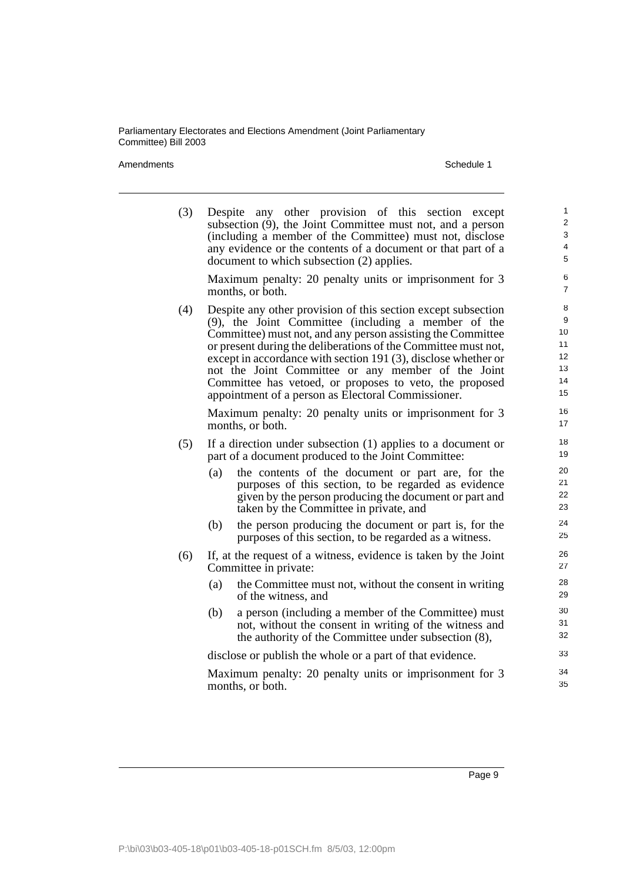(3) Despite any other provision of this section except subsection (9), the Joint Committee must not, and a person (including a member of the Committee) must not, disclose any evidence or the contents of a document or that part of a document to which subsection (2) applies.

Maximum penalty: 20 penalty units or imprisonment for 3 months, or both.

(4) Despite any other provision of this section except subsection (9), the Joint Committee (including a member of the Committee) must not, and any person assisting the Committee or present during the deliberations of the Committee must not, except in accordance with section 191 (3), disclose whether or not the Joint Committee or any member of the Joint Committee has vetoed, or proposes to veto, the proposed appointment of a person as Electoral Commissioner.

Maximum penalty: 20 penalty units or imprisonment for 3 months, or both.

(5) If a direction under subsection (1) applies to a document or part of a document produced to the Joint Committee:

(a) the contents of the document or part are, for the purposes of this section, to be regarded as evidence given by the person producing the document or part and taken by the Committee in private, and

(b) the person producing the document or part is, for the purposes of this section, to be regarded as a witness.

(6) If, at the request of a witness, evidence is taken by the Joint Committee in private:

(a) the Committee must not, without the consent in writing of the witness, and

(b) a person (including a member of the Committee) must not, without the consent in writing of the witness and the authority of the Committee under subsection (8),

disclose or publish the whole or a part of that evidence.

Maximum penalty: 20 penalty units or imprisonment for 3 months, or both.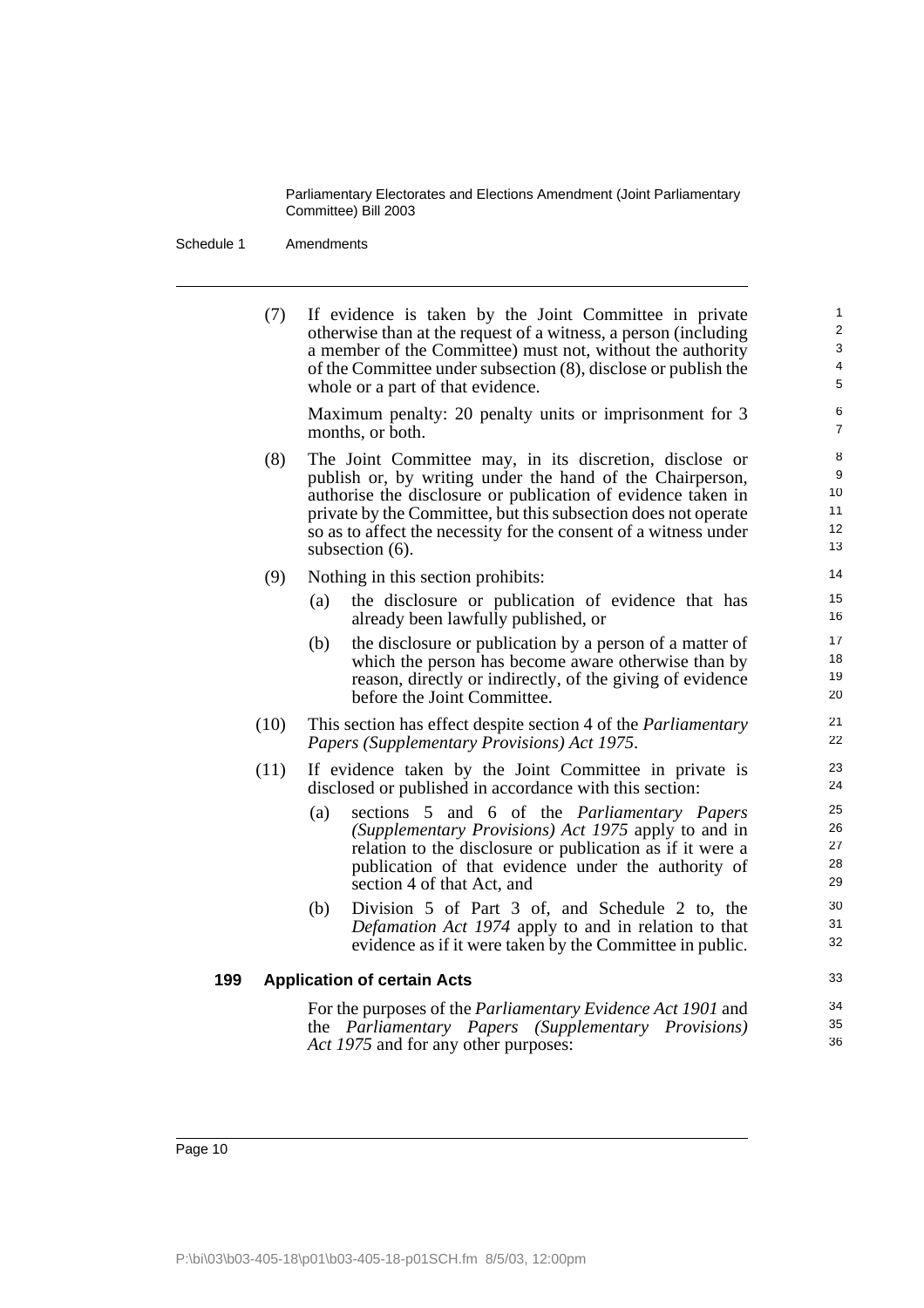(7) If evidence is taken by the Joint Committee in private otherwise than at the request of a witness, a person (including a member of the Committee) must not, without the authority of the Committee under subsection (8), disclose or publish the whole or a part of that evidence.

Maximum penalty: 20 penalty units or imprisonment for 3 months, or both.

(8) The Joint Committee may, in its discretion, disclose or publish or, by writing under the hand of the Chairperson, authorise the disclosure or publication of evidence taken in private by the Committee, but this subsection does not operate so as to affect the necessity for the consent of a witness under subsection (6).

(9) Nothing in this section prohibits:

- (a) the disclosure or publication of evidence that has already been lawfully published, or
- (b) the disclosure or publication by a person of a matter of which the person has become aware otherwise than by reason, directly or indirectly, of the giving of evidence before the Joint Committee.

(10) This section has effect despite section 4 of the *Parliamentary Papers (Supplementary Provisions) Act 1975*.

(11) If evidence taken by the Joint Committee in private is disclosed or published in accordance with this section:

- (a) sections 5 and 6 of the *Parliamentary Papers (Supplementary Provisions) Act 1975* apply to and in relation to the disclosure or publication as if it were a publication of that evidence under the authority of section 4 of that Act, and
- (b) Division 5 of Part 3 of, and Schedule 2 to, the *Defamation Act 1974* apply to and in relation to that evidence as if it were taken by the Committee in public.

**199 Application of certain Acts**

For the purposes of the *Parliamentary Evidence Act 1901* and the *Parliamentary Papers (Supplementary Provisions) Act 1975* and for any other purposes: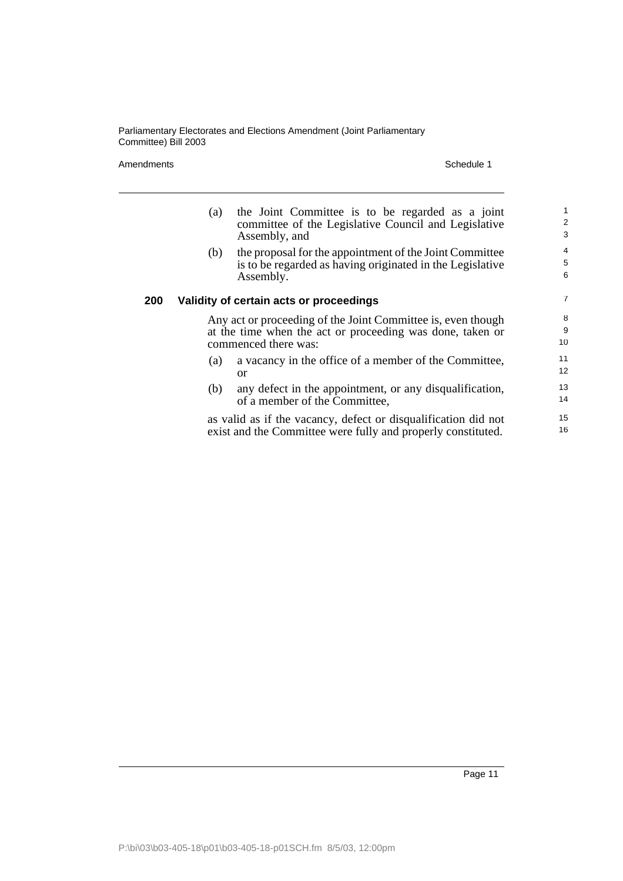(a) the Joint Committee is to be regarded as a joint committee of the Legislative Council and Legislative Assembly, and

(b) the proposal for the appointment of the Joint Committee is to be regarded as having originated in the Legislative Assembly.

### 200 Validity of certain acts or proceedings

Any act or proceeding of the Joint Committee is, even though at the time when the act or proceeding was done, taken or commenced there was:

(a) a vacancy in the office of a member of the Committee, or

(b) any defect in the appointment, or any disqualification, of a member of the Committee,

as valid as if the vacancy, defect or disqualification did not exist and the Committee were fully and properly constituted.